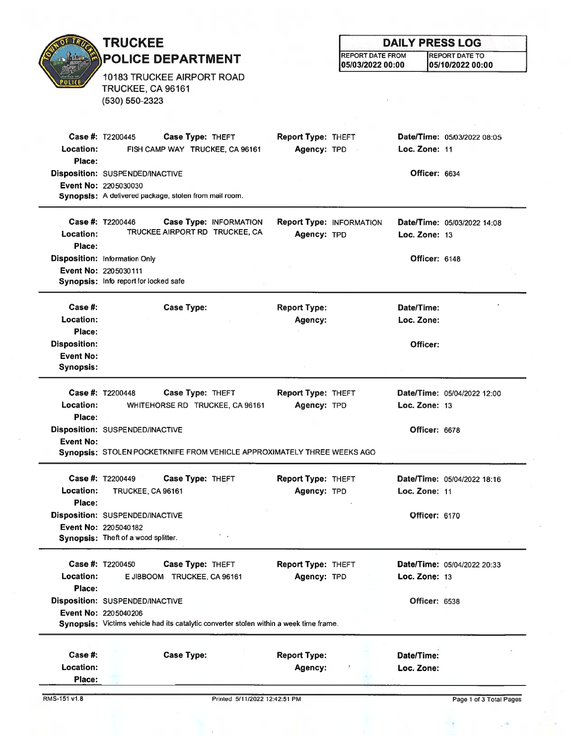# TRUCKEE POLICE DEPARTMENT

10183 TRUCKEE AIRPORT ROAD
TRUCKEE, CA 96161
(530) 550-2323

## DAILY PRESS LOG

| REPORT DATE FROM | REPORT DATE TO |
|---|---|
| 05/03/2022 00:00 | 05/10/2022 00:00 |

---

**Case #:** T2200445 **Case Type:** THEFT **Report Type:** THEFT **Date/Time:** 05/03/2022 08:05
**Location:** FISH CAMP WAY TRUCKEE, CA 96161 **Agency:** TPD **Loc. Zone:** 11
**Place:**
**Disposition:** SUSPENDED/INACTIVE **Officer:** 6634
**Event No:** 2205030030
**Synopsis:** A delivered package, stolen from mail room.

---

**Case #:** T2200446 **Case Type:** INFORMATION **Report Type:** INFORMATION **Date/Time:** 05/03/2022 14:08
**Location:** TRUCKEE AIRPORT RD TRUCKEE, CA **Agency:** TPD **Loc. Zone:** 13
**Place:**
**Disposition:** Information Only **Officer:** 6148
**Event No:** 2205030111
**Synopsis:** Info report for locked safe

---

**Case #:** **Case Type:** **Report Type:** **Date/Time:**
**Location:** **Agency:** **Loc. Zone:**
**Place:**
**Disposition:** **Officer:**
**Event No:**
**Synopsis:**

---

**Case #:** T2200448 **Case Type:** THEFT **Report Type:** THEFT **Date/Time:** 05/04/2022 12:00
**Location:** WHITEHORSE RD TRUCKEE, CA 96161 **Agency:** TPD **Loc. Zone:** 13
**Place:**
**Disposition:** SUSPENDED/INACTIVE **Officer:** 6678
**Event No:**
**Synopsis:** STOLEN POCKETKNIFE FROM VEHICLE APPROXIMATELY THREE WEEKS AGO

---

**Case #:** T2200449 **Case Type:** THEFT **Report Type:** THEFT **Date/Time:** 05/04/2022 18:16
**Location:** TRUCKEE, CA 96161 **Agency:** TPD **Loc. Zone:** 11
**Place:**
**Disposition:** SUSPENDED/INACTIVE **Officer:** 6170
**Event No:** 2205040182
**Synopsis:** Theft of a wood splitter.

---

**Case #:** T2200450 **Case Type:** THEFT **Report Type:** THEFT **Date/Time:** 05/04/2022 20:33
**Location:** E JIBBOOM TRUCKEE, CA 96161 **Agency:** TPD **Loc. Zone:** 13
**Place:**
**Disposition:** SUSPENDED/INACTIVE **Officer:** 6538
**Event No:** 2205040206
**Synopsis:** Victims vehicle had its catalytic converter stolen within a week time frame.

---

**Case #:** **Case Type:** **Report Type:** **Date/Time:**
**Location:** **Agency:** **Loc. Zone:**
**Place:**

RMS-151 v1.8 Printed 5/11/2022 12:42:51 PM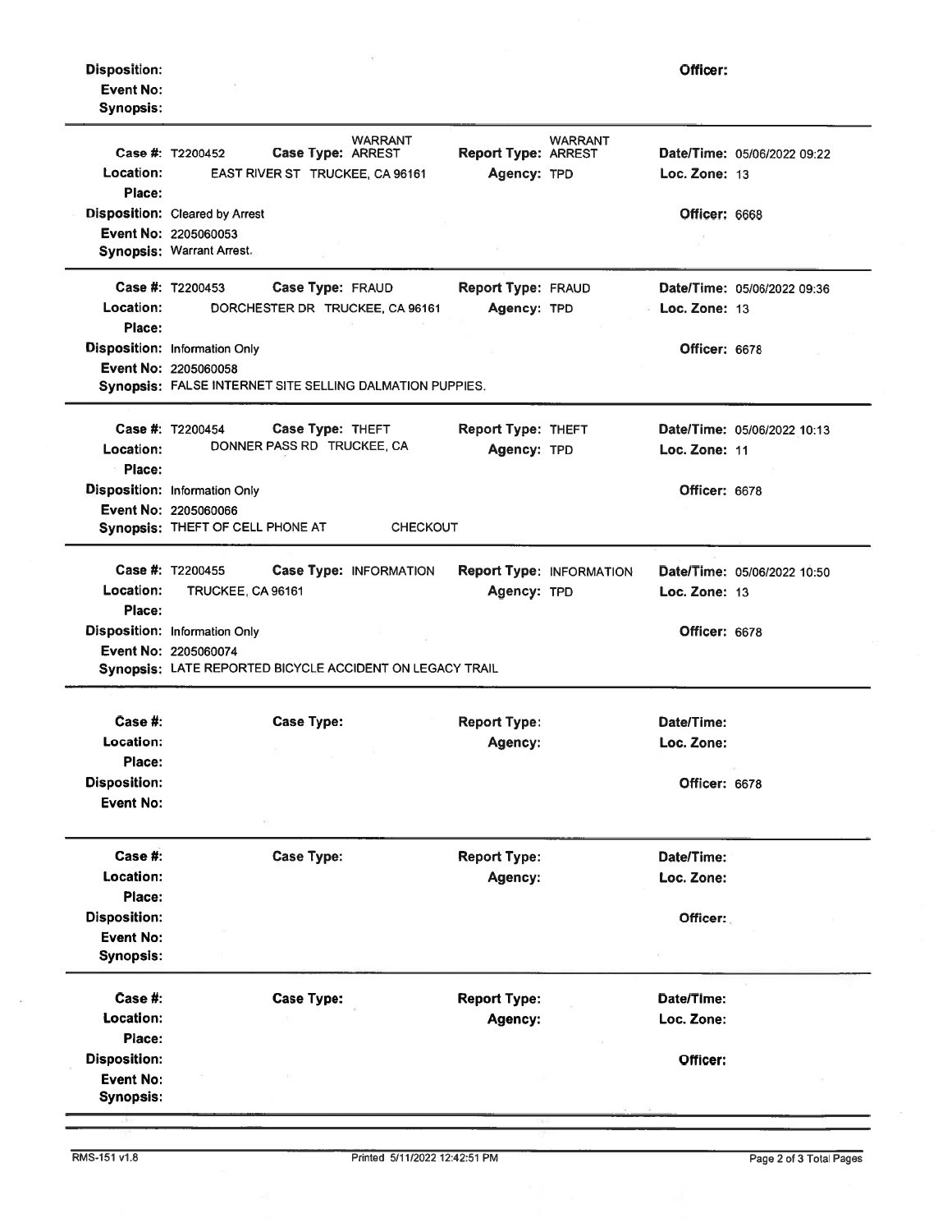**Disposition:** **Officer:**
**Event No:**
**Synopsis:**

---

**Case #:** T2200452 **Case Type:** WARRANT ARREST **Report Type:** WARRANT ARREST **Date/Time:** 05/06/2022 09:22
**Location:** EAST RIVER ST TRUCKEE, CA 96161 **Agency:** TPD **Loc. Zone:** 13
**Place:**
**Disposition:** Cleared by Arrest **Officer:** 6668
**Event No:** 2205060053
**Synopsis:** Warrant Arrest.

---

**Case #:** T2200453 **Case Type:** FRAUD **Report Type:** FRAUD **Date/Time:** 05/06/2022 09:36
**Location:** DORCHESTER DR TRUCKEE, CA 96161 **Agency:** TPD **Loc. Zone:** 13
**Place:**
**Disposition:** Information Only **Officer:** 6678
**Event No:** 2205060058
**Synopsis:** FALSE INTERNET SITE SELLING DALMATION PUPPIES.

---

**Case #:** T2200454 **Case Type:** THEFT **Report Type:** THEFT **Date/Time:** 05/06/2022 10:13
**Location:** DONNER PASS RD TRUCKEE, CA **Agency:** TPD **Loc. Zone:** 11
**Place:**
**Disposition:** Information Only **Officer:** 6678
**Event No:** 2205060066
**Synopsis:** THEFT OF CELL PHONE AT CHECKOUT

---

**Case #:** T2200455 **Case Type:** INFORMATION **Report Type:** INFORMATION **Date/Time:** 05/06/2022 10:50
**Location:** TRUCKEE, CA 96161 **Agency:** TPD **Loc. Zone:** 13
**Place:**
**Disposition:** Information Only **Officer:** 6678
**Event No:** 2205060074
**Synopsis:** LATE REPORTED BICYCLE ACCIDENT ON LEGACY TRAIL

---

**Case #:** **Case Type:** **Report Type:** **Date/Time:**
**Location:** **Agency:** **Loc. Zone:**
**Place:**
**Disposition:** **Officer:** 6678
**Event No:**

---

**Case #:** **Case Type:** **Report Type:** **Date/Time:**
**Location:** **Agency:** **Loc. Zone:**
**Place:**
**Disposition:** **Officer:**
**Event No:**
**Synopsis:**

---

**Case #:** **Case Type:** **Report Type:** **Date/Time:**
**Location:** **Agency:** **Loc. Zone:**
**Place:**
**Disposition:** **Officer:**
**Event No:**
**Synopsis:**

---

RMS-151 v1.8 Printed 5/11/2022 12:42:51 PM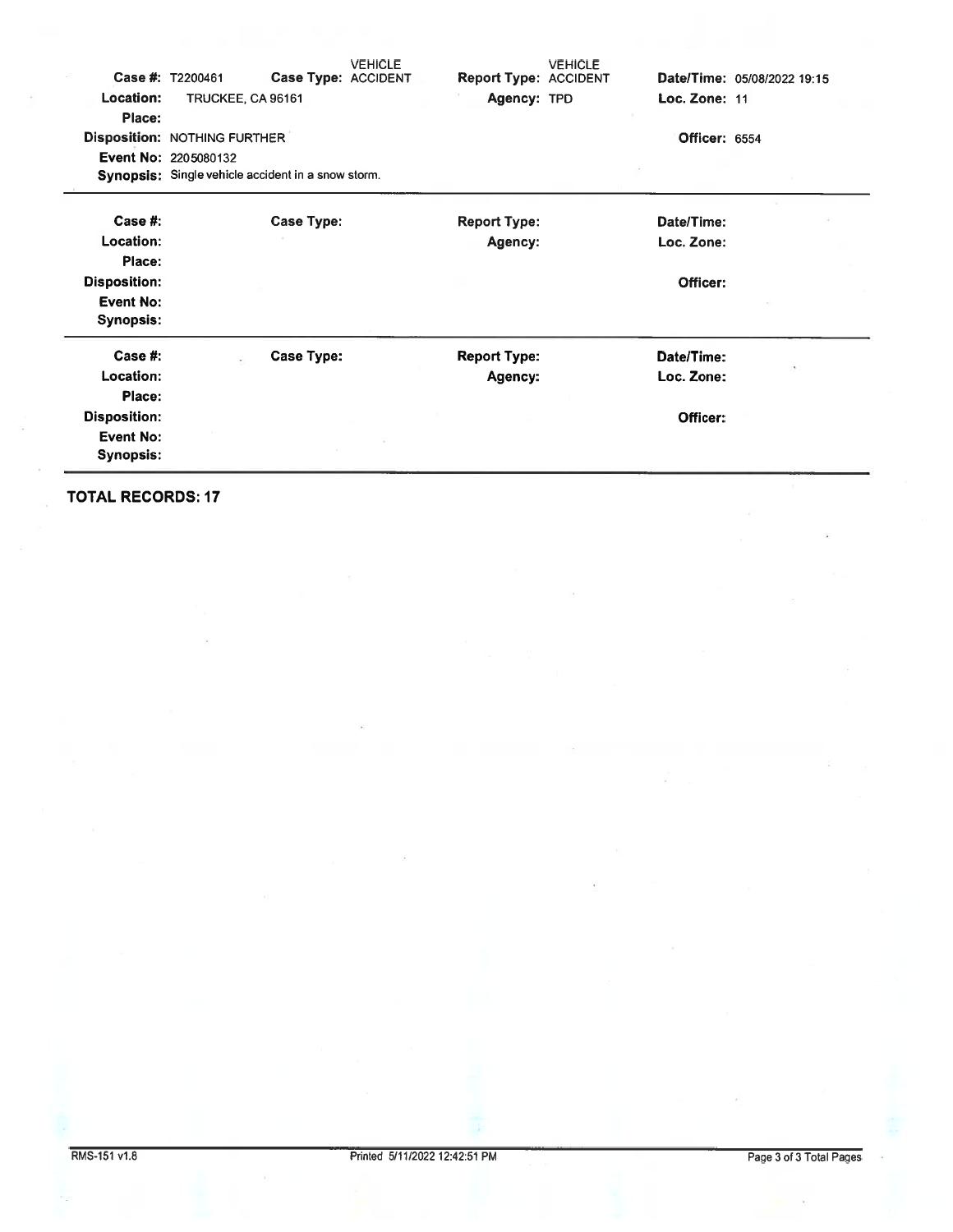**Case #:** T2200461 **Case Type:** VEHICLE ACCIDENT **Report Type:** VEHICLE ACCIDENT **Date/Time:** 05/08/2022 19:15
**Location:** TRUCKEE, CA 96161 **Agency:** TPD **Loc. Zone:** 11
**Place:**
**Disposition:** NOTHING FURTHER **Officer:** 6554
**Event No:** 2205080132
**Synopsis:** Single vehicle accident in a snow storm.

---

**Case #:** **Case Type:** **Report Type:** **Date/Time:**
**Location:** **Agency:** **Loc. Zone:**
**Place:**
**Disposition:** **Officer:**
**Event No:**
**Synopsis:**

---

**Case #:** **Case Type:** **Report Type:** **Date/Time:**
**Location:** **Agency:** **Loc. Zone:**
**Place:**
**Disposition:** **Officer:**
**Event No:**
**Synopsis:**

---

**TOTAL RECORDS: 17**

RMS-151 v1.8 Printed 5/11/2022 12:42:51 PM